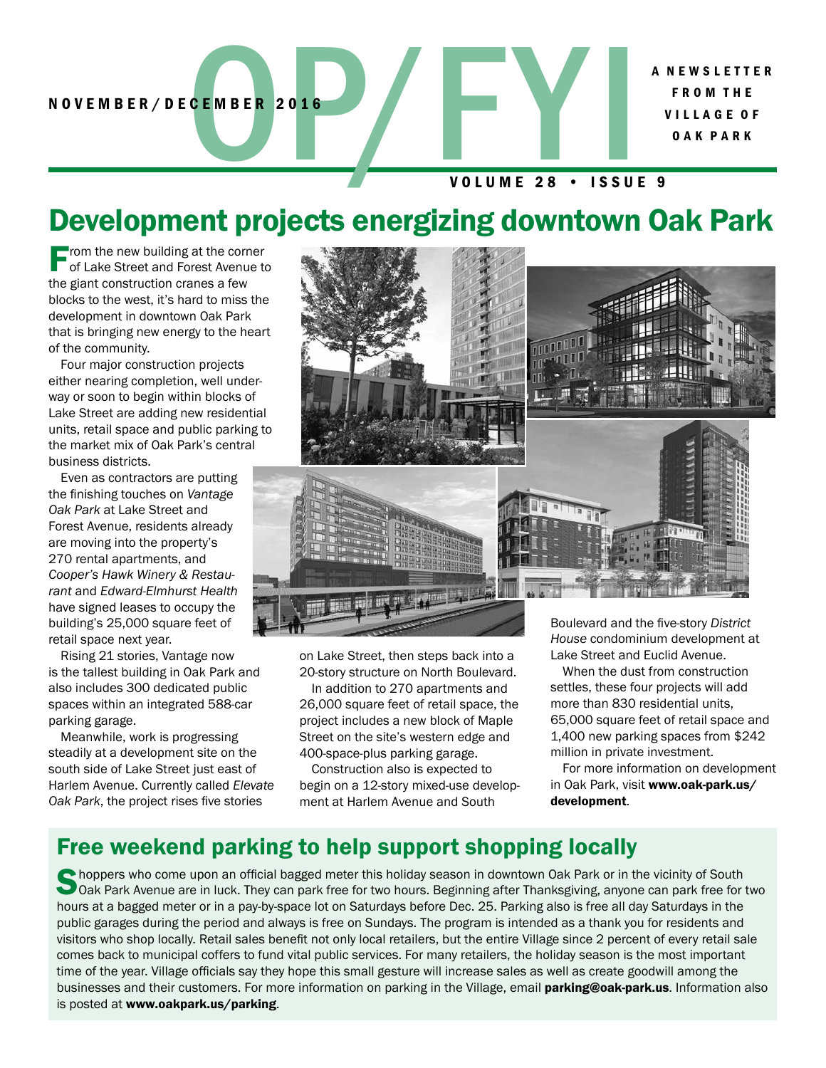# OP/FYI

NOVEMBER/DECEMBER 2016

A NEWSLETTER FROM THE VILLAGE OF OAK PARK

VOLUME 28 • ISSUE 9

## Development projects energizing downtown Oak Park

From the new building at the corner of Lake Street and Forest Avenue to the giant construction cranes a few blocks to the west, it's hard to miss the development in downtown Oak Park that is bringing new energy to the heart of the community.

Four major construction projects either nearing completion, well underway or soon to begin within blocks of Lake Street are adding new residential units, retail space and public parking to the market mix of Oak Park's central business districts.

Even as contractors are putting the finishing touches on *Vantage Oak Park* at Lake Street and Forest Avenue, residents already are moving into the property's 270 rental apartments, and *Cooper's Hawk Winery & Restaurant* and *Edward-Elmhurst Health* have signed leases to occupy the building's 25,000 square feet of retail space next year.

Rising 21 stories, Vantage now is the tallest building in Oak Park and also includes 300 dedicated public spaces within an integrated 588-car parking garage.

Meanwhile, work is progressing steadily at a development site on the south side of Lake Street just east of Harlem Avenue. Currently called *Elevate Oak Park*, the project rises five stories on Lake Street, then steps back into a 20-story structure on North Boulevard.

In addition to 270 apartments and 26,000 square feet of retail space, the project includes a new block of Maple Street on the site's western edge and 400-space-plus parking garage.

Construction also is expected to begin on a 12-story mixed-use development at Harlem Avenue and South Boulevard and the five-story *District House* condominium development at Lake Street and Euclid Avenue.

When the dust from construction settles, these four projects will add more than 830 residential units, 65,000 square feet of retail space and 1,400 new parking spaces from $242 million in private investment.

For more information on development in Oak Park, visit **www.oak-park.us/development**.

## Free weekend parking to help support shopping locally

Shoppers who come upon an official bagged meter this holiday season in downtown Oak Park or in the vicinity of South Oak Park Avenue are in luck. They can park free for two hours. Beginning after Thanksgiving, anyone can park free for two hours at a bagged meter or in a pay-by-space lot on Saturdays before Dec. 25. Parking also is free all day Saturdays in the public garages during the period and always is free on Sundays. The program is intended as a thank you for residents and visitors who shop locally. Retail sales benefit not only local retailers, but the entire Village since 2 percent of every retail sale comes back to municipal coffers to fund vital public services. For many retailers, the holiday season is the most important time of the year. Village officials say they hope this small gesture will increase sales as well as create goodwill among the businesses and their customers. For more information on parking in the Village, email **parking@oak-park.us**. Information also is posted at **www.oakpark.us/parking**.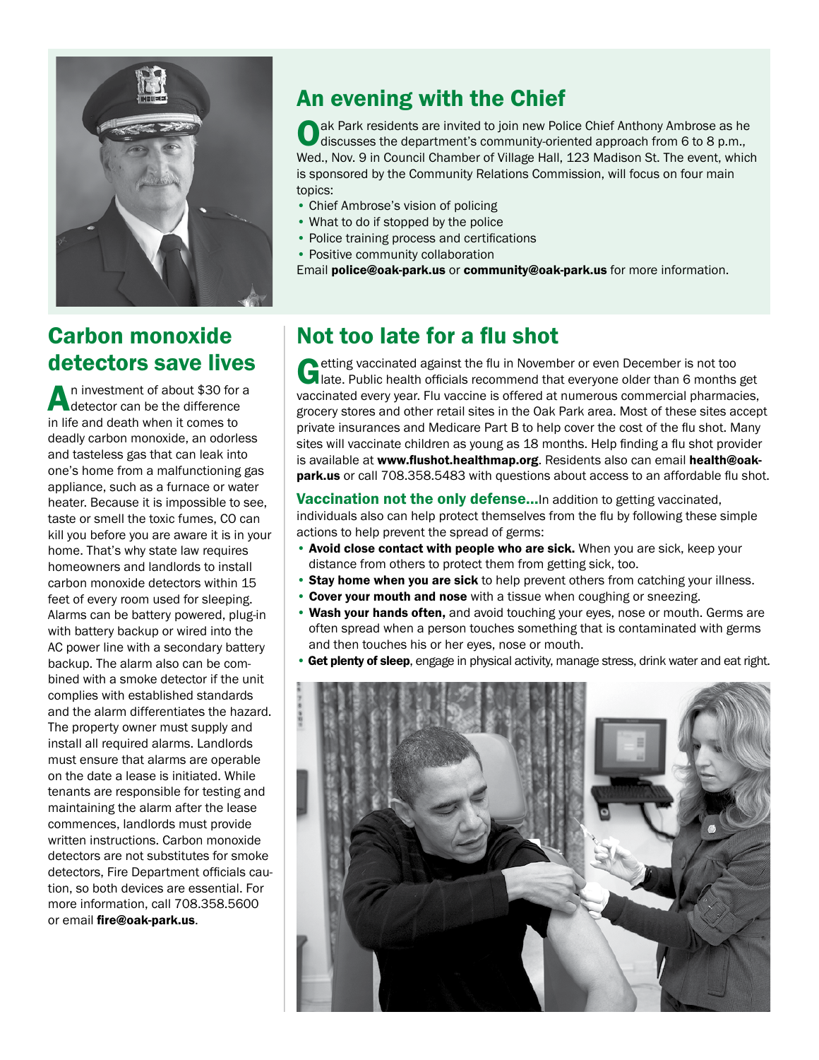## An evening with the Chief

Oak Park residents are invited to join new Police Chief Anthony Ambrose as he discusses the department's community-oriented approach from 6 to 8 p.m., Wed., Nov. 9 in Council Chamber of Village Hall, 123 Madison St. The event, which is sponsored by the Community Relations Commission, will focus on four main topics:

- Chief Ambrose's vision of policing
- What to do if stopped by the police
- Police training process and certifications
- Positive community collaboration

Email **police@oak-park.us** or **community@oak-park.us** for more information.

## Carbon monoxide detectors save lives

An investment of about $30 for a detector can be the difference in life and death when it comes to deadly carbon monoxide, an odorless and tasteless gas that can leak into one's home from a malfunctioning gas appliance, such as a furnace or water heater. Because it is impossible to see, taste or smell the toxic fumes, CO can kill you before you are aware it is in your home. That's why state law requires homeowners and landlords to install carbon monoxide detectors within 15 feet of every room used for sleeping. Alarms can be battery powered, plug-in with battery backup or wired into the AC power line with a secondary battery backup. The alarm also can be combined with a smoke detector if the unit complies with established standards and the alarm differentiates the hazard. The property owner must supply and install all required alarms. Landlords must ensure that alarms are operable on the date a lease is initiated. While tenants are responsible for testing and maintaining the alarm after the lease commences, landlords must provide written instructions. Carbon monoxide detectors are not substitutes for smoke detectors, Fire Department officials caution, so both devices are essential. For more information, call 708.358.5600 or email **fire@oak-park.us**.

## Not too late for a flu shot

Getting vaccinated against the flu in November or even December is not too late. Public health officials recommend that everyone older than 6 months get vaccinated every year. Flu vaccine is offered at numerous commercial pharmacies, grocery stores and other retail sites in the Oak Park area. Most of these sites accept private insurances and Medicare Part B to help cover the cost of the flu shot. Many sites will vaccinate children as young as 18 months. Help finding a flu shot provider is available at **www.flushot.healthmap.org**. Residents also can email **health@oak-park.us** or call 708.358.5483 with questions about access to an affordable flu shot.

**Vaccination not the only defense...** In addition to getting vaccinated, individuals also can help protect themselves from the flu by following these simple actions to help prevent the spread of germs:

- **Avoid close contact with people who are sick.** When you are sick, keep your distance from others to protect them from getting sick, too.
- **Stay home when you are sick** to help prevent others from catching your illness.
- **Cover your mouth and nose** with a tissue when coughing or sneezing.
- **Wash your hands often,** and avoid touching your eyes, nose or mouth. Germs are often spread when a person touches something that is contaminated with germs and then touches his or her eyes, nose or mouth.
- **Get plenty of sleep**, engage in physical activity, manage stress, drink water and eat right.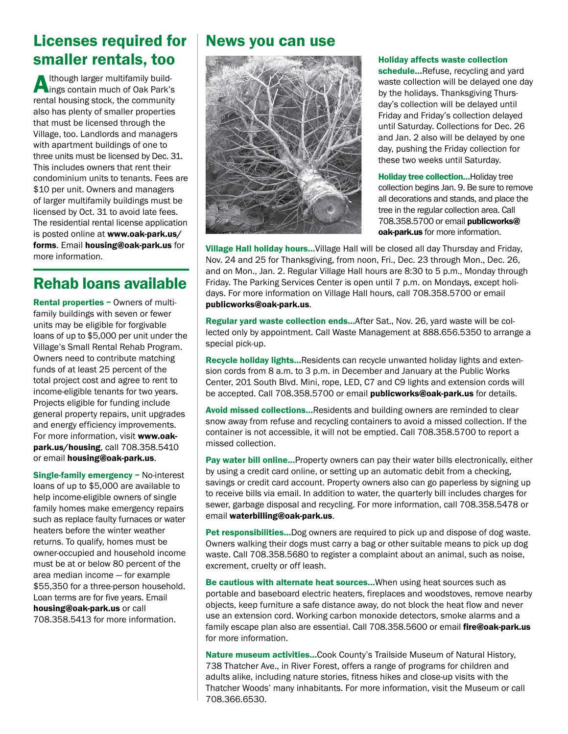## Licenses required for smaller rentals, too

Although larger multifamily buildings contain much of Oak Park's rental housing stock, the community also has plenty of smaller properties that must be licensed through the Village, too. Landlords and managers with apartment buildings of one to three units must be licensed by Dec. 31. This includes owners that rent their condominium units to tenants. Fees are $10 per unit. Owners and managers of larger multifamily buildings must be licensed by Oct. 31 to avoid late fees. The residential rental license application is posted online at **www.oak-park.us/forms**. Email **housing@oak-park.us** for more information.

## Rehab loans available

**Rental properties –** Owners of multifamily buildings with seven or fewer units may be eligible for forgivable loans of up to $5,000 per unit under the Village's Small Rental Rehab Program. Owners need to contribute matching funds of at least 25 percent of the total project cost and agree to rent to income-eligible tenants for two years. Projects eligible for funding include general property repairs, unit upgrades and energy efficiency improvements. For more information, visit **www.oak-park.us/housing**, call 708.358.5410 or email **housing@oak-park.us**.

**Single-family emergency –** No-interest loans of up to $5,000 are available to help income-eligible owners of single family homes make emergency repairs such as replace faulty furnaces or water heaters before the winter weather returns. To qualify, homes must be owner-occupied and household income must be at or below 80 percent of the area median income — for example $55,350 for a three-person household. Loan terms are for five years. Email **housing@oak-park.us** or call 708.358.5413 for more information.

## News you can use

**Holiday affects waste collection schedule…**Refuse, recycling and yard waste collection will be delayed one day by the holidays. Thanksgiving Thursday's collection will be delayed until Friday and Friday's collection delayed until Saturday. Collections for Dec. 26 and Jan. 2 also will be delayed by one day, pushing the Friday collection for these two weeks until Saturday.

**Holiday tree collection…**Holiday tree collection begins Jan. 9. Be sure to remove all decorations and stands, and place the tree in the regular collection area. Call 708.358.5700 or email **publicworks@oak-park.us** for more information.

**Village Hall holiday hours…**Village Hall will be closed all day Thursday and Friday, Nov. 24 and 25 for Thanksgiving, from noon, Fri., Dec. 23 through Mon., Dec. 26, and on Mon., Jan. 2. Regular Village Hall hours are 8:30 to 5 p.m., Monday through Friday. The Parking Services Center is open until 7 p.m. on Mondays, except holidays. For more information on Village Hall hours, call 708.358.5700 or email **publicworks@oak-park.us**.

**Regular yard waste collection ends…**After Sat., Nov. 26, yard waste will be collected only by appointment. Call Waste Management at 888.656.5350 to arrange a special pick-up.

**Recycle holiday lights…**Residents can recycle unwanted holiday lights and extension cords from 8 a.m. to 3 p.m. in December and January at the Public Works Center, 201 South Blvd. Mini, rope, LED, C7 and C9 lights and extension cords will be accepted. Call 708.358.5700 or email **publicworks@oak-park.us** for details.

**Avoid missed collections…**Residents and building owners are reminded to clear snow away from refuse and recycling containers to avoid a missed collection. If the container is not accessible, it will not be emptied. Call 708.358.5700 to report a missed collection.

**Pay water bill online…**Property owners can pay their water bills electronically, either by using a credit card online, or setting up an automatic debit from a checking, savings or credit card account. Property owners also can go paperless by signing up to receive bills via email. In addition to water, the quarterly bill includes charges for sewer, garbage disposal and recycling. For more information, call 708.358.5478 or email **waterbilling@oak-park.us**.

**Pet responsibilities…**Dog owners are required to pick up and dispose of dog waste. Owners walking their dogs must carry a bag or other suitable means to pick up dog waste. Call 708.358.5680 to register a complaint about an animal, such as noise, excrement, cruelty or off leash.

**Be cautious with alternate heat sources…**When using heat sources such as portable and baseboard electric heaters, fireplaces and woodstoves, remove nearby objects, keep furniture a safe distance away, do not block the heat flow and never use an extension cord. Working carbon monoxide detectors, smoke alarms and a family escape plan also are essential. Call 708.358.5600 or email **fire@oak-park.us** for more information.

**Nature museum activities…**Cook County's Trailside Museum of Natural History, 738 Thatcher Ave., in River Forest, offers a range of programs for children and adults alike, including nature stories, fitness hikes and close-up visits with the Thatcher Woods' many inhabitants. For more information, visit the Museum or call 708.366.6530.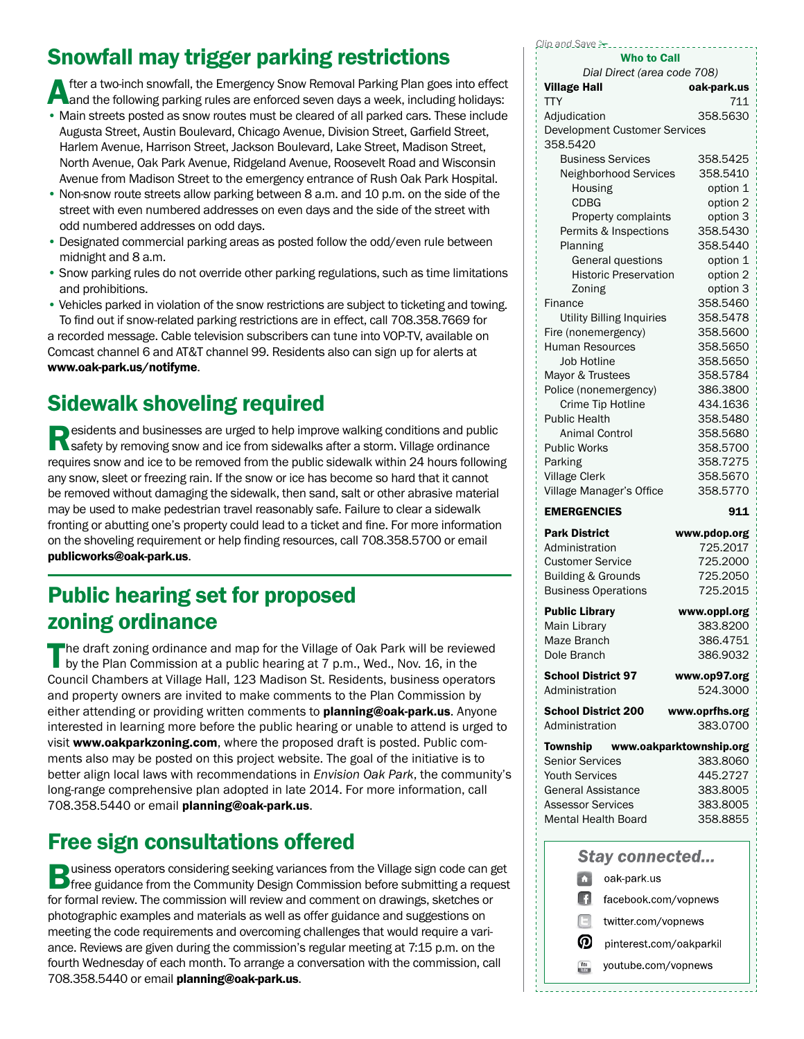## Snowfall may trigger parking restrictions

After a two-inch snowfall, the Emergency Snow Removal Parking Plan goes into effect and the following parking rules are enforced seven days a week, including holidays:

- Main streets posted as snow routes must be cleared of all parked cars. These include Augusta Street, Austin Boulevard, Chicago Avenue, Division Street, Garfield Street, Harlem Avenue, Harrison Street, Jackson Boulevard, Lake Street, Madison Street, North Avenue, Oak Park Avenue, Ridgeland Avenue, Roosevelt Road and Wisconsin Avenue from Madison Street to the emergency entrance of Rush Oak Park Hospital.
- Non-snow route streets allow parking between 8 a.m. and 10 p.m. on the side of the street with even numbered addresses on even days and the side of the street with odd numbered addresses on odd days.
- Designated commercial parking areas as posted follow the odd/even rule between midnight and 8 a.m.
- Snow parking rules do not override other parking regulations, such as time limitations and prohibitions.
- Vehicles parked in violation of the snow restrictions are subject to ticketing and towing.

To find out if snow-related parking restrictions are in effect, call 708.358.7669 for a recorded message. Cable television subscribers can tune into VOP-TV, available on Comcast channel 6 and AT&T channel 99. Residents also can sign up for alerts at **www.oak-park.us/notifyme**.

## Sidewalk shoveling required

Residents and businesses are urged to help improve walking conditions and public safety by removing snow and ice from sidewalks after a storm. Village ordinance requires snow and ice to be removed from the public sidewalk within 24 hours following any snow, sleet or freezing rain. If the snow or ice has become so hard that it cannot be removed without damaging the sidewalk, then sand, salt or other abrasive material may be used to make pedestrian travel reasonably safe. Failure to clear a sidewalk fronting or abutting one's property could lead to a ticket and fine. For more information on the shoveling requirement or help finding resources, call 708.358.5700 or email **publicworks@oak-park.us**.

## Public hearing set for proposed zoning ordinance

The draft zoning ordinance and map for the Village of Oak Park will be reviewed by the Plan Commission at a public hearing at 7 p.m., Wed., Nov. 16, in the Council Chambers at Village Hall, 123 Madison St. Residents, business operators and property owners are invited to make comments to the Plan Commission by either attending or providing written comments to **planning@oak-park.us**. Anyone interested in learning more before the public hearing or unable to attend is urged to visit **www.oakparkzoning.com**, where the proposed draft is posted. Public comments also may be posted on this project website. The goal of the initiative is to better align local laws with recommendations in *Envision Oak Park*, the community's long-range comprehensive plan adopted in late 2014. For more information, call 708.358.5440 or email **planning@oak-park.us**.

## Free sign consultations offered

Business operators considering seeking variances from the Village sign code can get free guidance from the Community Design Commission before submitting a request for formal review. The commission will review and comment on drawings, sketches or photographic examples and materials as well as offer guidance and suggestions on meeting the code requirements and overcoming challenges that would require a variance. Reviews are given during the commission's regular meeting at 7:15 p.m. on the fourth Wednesday of each month. To arrange a conversation with the commission, call 708.358.5440 or email **planning@oak-park.us**.

---

*Clip and Save*

### Who to Call

*Dial Direct (area code 708)*

| | |
|---|---|
| **Village Hall** | **oak-park.us** |
| TTY | 711 |
| Adjudication | 358.5630 |
| Development Customer Services 358.5420 | |
| Business Services | 358.5425 |
| Neighborhood Services | 358.5410 |
| Housing | option 1 |
| CDBG | option 2 |
| Property complaints | option 3 |
| Permits & Inspections | 358.5430 |
| Planning | 358.5440 |
| General questions | option 1 |
| Historic Preservation | option 2 |
| Zoning | option 3 |
| Finance | 358.5460 |
| Utility Billing Inquiries | 358.5478 |
| Fire (nonemergency) | 358.5600 |
| Human Resources | 358.5650 |
| Job Hotline | 358.5650 |
| Mayor & Trustees | 358.5784 |
| Police (nonemergency) | 386.3800 |
| Crime Tip Hotline | 434.1636 |
| Public Health | 358.5480 |
| Animal Control | 358.5680 |
| Public Works | 358.5700 |
| Parking | 358.7275 |
| Village Clerk | 358.5670 |
| Village Manager's Office | 358.5770 |
| **EMERGENCIES** | **911** |
| **Park District** | **www.pdop.org** |
| Administration | 725.2017 |
| Customer Service | 725.2000 |
| Building & Grounds | 725.2050 |
| Business Operations | 725.2015 |
| **Public Library** | **www.oppl.org** |
| Main Library | 383.8200 |
| Maze Branch | 386.4751 |
| Dole Branch | 386.9032 |
| **School District 97** | **www.op97.org** |
| Administration | 524.3000 |
| **School District 200** | **www.oprfhs.org** |
| Administration | 383.0700 |
| **Township** | **www.oakparktownship.org** |
| Senior Services | 383.8060 |
| Youth Services | 445.2727 |
| General Assistance | 383.8005 |
| Assessor Services | 383.8005 |
| Mental Health Board | 358.8855 |

### Stay connected...

- oak-park.us
- facebook.com/vopnews
- twitter.com/vopnews
- pinterest.com/oakparkil
- youtube.com/vopnews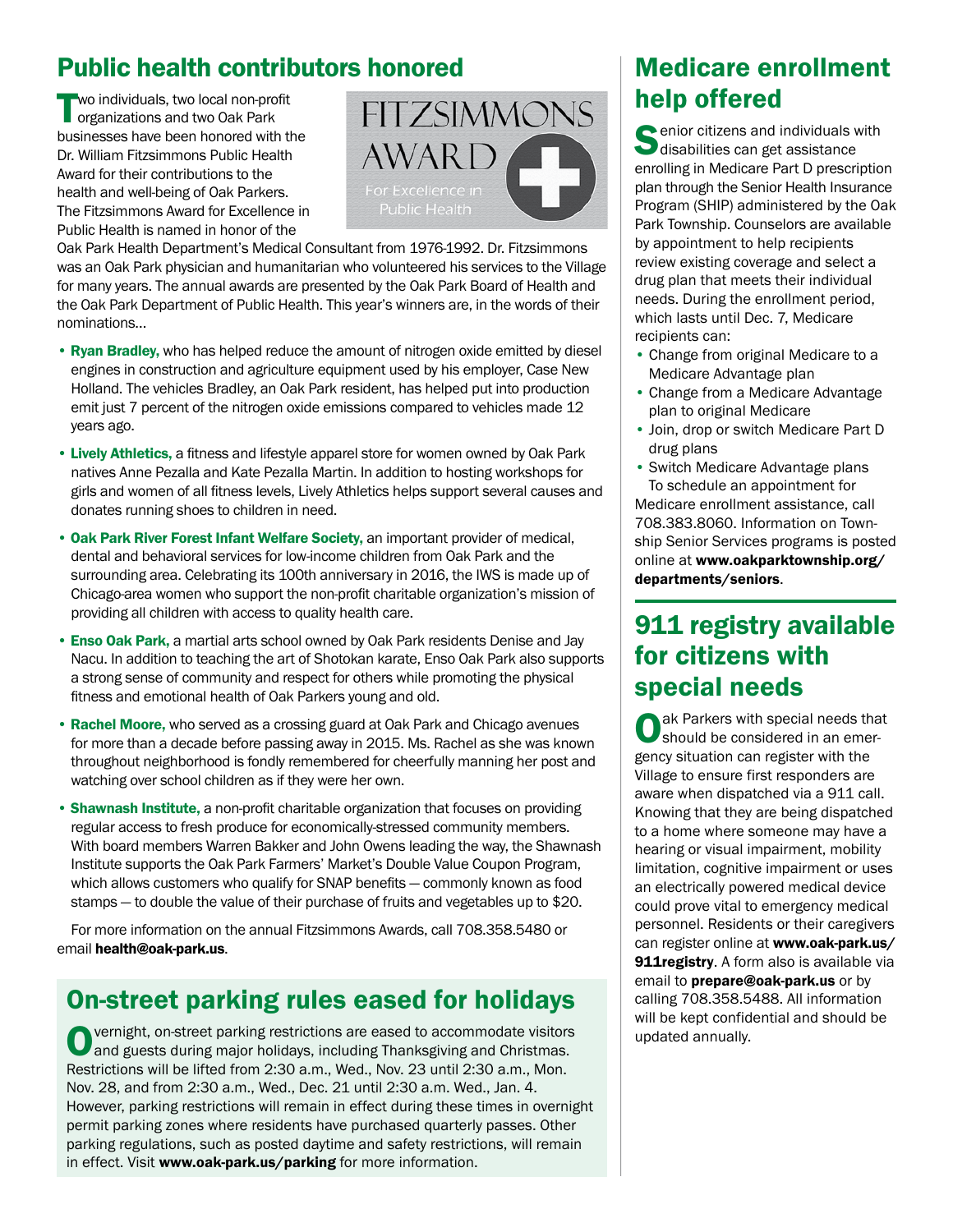## Public health contributors honored

Two individuals, two local non-profit organizations and two Oak Park businesses have been honored with the Dr. William Fitzsimmons Public Health Award for their contributions to the health and well-being of Oak Parkers. The Fitzsimmons Award for Excellence in Public Health is named in honor of the Oak Park Health Department's Medical Consultant from 1976-1992. Dr. Fitzsimmons was an Oak Park physician and humanitarian who volunteered his services to the Village for many years. The annual awards are presented by the Oak Park Board of Health and the Oak Park Department of Public Health. This year's winners are, in the words of their nominations...

FITZSIMMONS AWARD
For Excellence in Public Health

- **Ryan Bradley,** who has helped reduce the amount of nitrogen oxide emitted by diesel engines in construction and agriculture equipment used by his employer, Case New Holland. The vehicles Bradley, an Oak Park resident, has helped put into production emit just 7 percent of the nitrogen oxide emissions compared to vehicles made 12 years ago.
- **Lively Athletics,** a fitness and lifestyle apparel store for women owned by Oak Park natives Anne Pezalla and Kate Pezalla Martin. In addition to hosting workshops for girls and women of all fitness levels, Lively Athletics helps support several causes and donates running shoes to children in need.
- **Oak Park River Forest Infant Welfare Society,** an important provider of medical, dental and behavioral services for low-income children from Oak Park and the surrounding area. Celebrating its 100th anniversary in 2016, the IWS is made up of Chicago-area women who support the non-profit charitable organization's mission of providing all children with access to quality health care.
- **Enso Oak Park,** a martial arts school owned by Oak Park residents Denise and Jay Nacu. In addition to teaching the art of Shotokan karate, Enso Oak Park also supports a strong sense of community and respect for others while promoting the physical fitness and emotional health of Oak Parkers young and old.
- **Rachel Moore,** who served as a crossing guard at Oak Park and Chicago avenues for more than a decade before passing away in 2015. Ms. Rachel as she was known throughout neighborhood is fondly remembered for cheerfully manning her post and watching over school children as if they were her own.
- **Shawnash Institute,** a non-profit charitable organization that focuses on providing regular access to fresh produce for economically-stressed community members. With board members Warren Bakker and John Owens leading the way, the Shawnash Institute supports the Oak Park Farmers' Market's Double Value Coupon Program, which allows customers who qualify for SNAP benefits — commonly known as food stamps — to double the value of their purchase of fruits and vegetables up to $20.

For more information on the annual Fitzsimmons Awards, call 708.358.5480 or email **health@oak-park.us**.

## On-street parking rules eased for holidays

Overnight, on-street parking restrictions are eased to accommodate visitors and guests during major holidays, including Thanksgiving and Christmas. Restrictions will be lifted from 2:30 a.m., Wed., Nov. 23 until 2:30 a.m., Mon. Nov. 28, and from 2:30 a.m., Wed., Dec. 21 until 2:30 a.m. Wed., Jan. 4. However, parking restrictions will remain in effect during these times in overnight permit parking zones where residents have purchased quarterly passes. Other parking regulations, such as posted daytime and safety restrictions, will remain in effect. Visit **www.oak-park.us/parking** for more information.

## Medicare enrollment help offered

Senior citizens and individuals with disabilities can get assistance enrolling in Medicare Part D prescription plan through the Senior Health Insurance Program (SHIP) administered by the Oak Park Township. Counselors are available by appointment to help recipients review existing coverage and select a drug plan that meets their individual needs. During the enrollment period, which lasts until Dec. 7, Medicare recipients can:

- Change from original Medicare to a Medicare Advantage plan
- Change from a Medicare Advantage plan to original Medicare
- Join, drop or switch Medicare Part D drug plans
- Switch Medicare Advantage plans

To schedule an appointment for Medicare enrollment assistance, call 708.383.8060. Information on Township Senior Services programs is posted online at **www.oakparktownship.org/departments/seniors**.

## 911 registry available for citizens with special needs

Oak Parkers with special needs that should be considered in an emergency situation can register with the Village to ensure first responders are aware when dispatched via a 911 call. Knowing that they are being dispatched to a home where someone may have a hearing or visual impairment, mobility limitation, cognitive impairment or uses an electrically powered medical device could prove vital to emergency medical personnel. Residents or their caregivers can register online at **www.oak-park.us/911registry**. A form also is available via email to **prepare@oak-park.us** or by calling 708.358.5488. All information will be kept confidential and should be updated annually.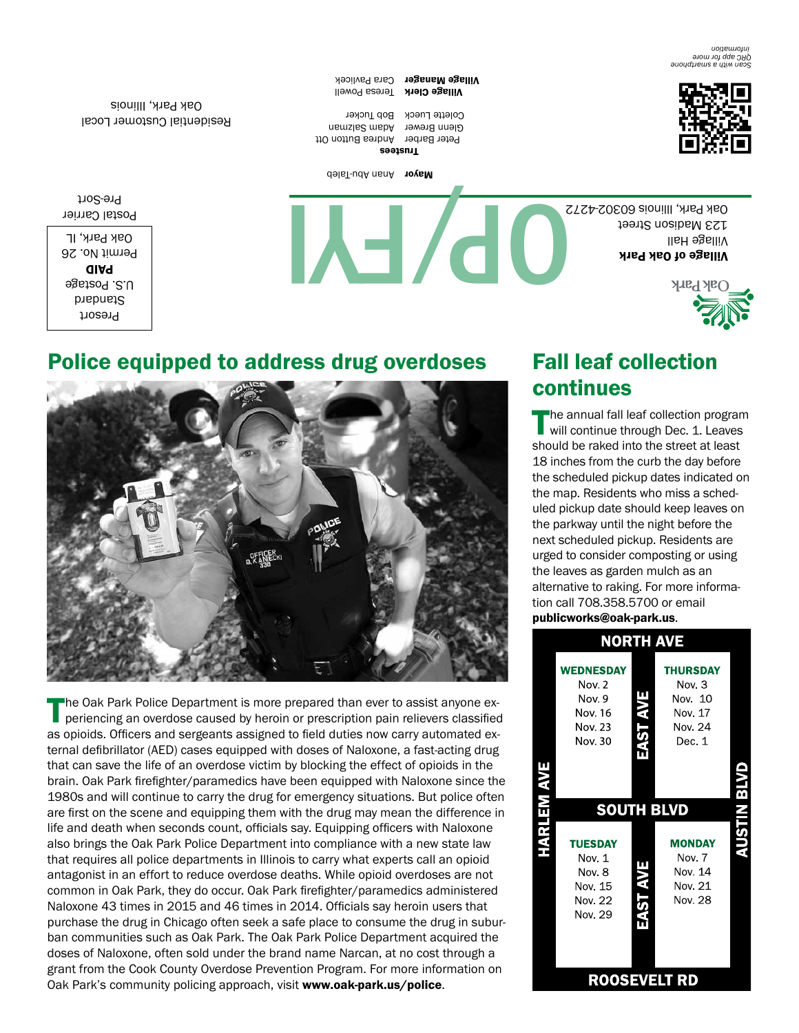Scan with a smartphone QRC app for more information

Oak Park

**Village of Oak Park**
Village Hall
123 Madison Street
Oak Park, Illinois 60302-4272

OP/FYI

**Mayor** Anan Abu-Taleb

**Trustees**
Peter Barber Andrea Button Ott
Glenn Brewer Adam Salzman
Colette Lueck Bob Tucker

**Village Clerk** Teresa Powell
**Village Manager** Cara Pavlicek

Residential Customer Local
Oak Park, Illinois

Postal Carrier
Pre-Sort

Presort
Standard
U.S. Postage
**PAID**
Permit No. 26
Oak Park, IL

## Police equipped to address drug overdoses

The Oak Park Police Department is more prepared than ever to assist anyone experiencing an overdose caused by heroin or prescription pain relievers classified as opioids. Officers and sergeants assigned to field duties now carry automated external defibrillator (AED) cases equipped with doses of Naloxone, a fast-acting drug that can save the life of an overdose victim by blocking the effect of opioids in the brain. Oak Park firefighter/paramedics have been equipped with Naloxone since the 1980s and will continue to carry the drug for emergency situations. But police often are first on the scene and equipping them with the drug may mean the difference in life and death when seconds count, officials say. Equipping officers with Naloxone also brings the Oak Park Police Department into compliance with a new state law that requires all police departments in Illinois to carry what experts call an opioid antagonist in an effort to reduce overdose deaths. While opioid overdoses are not common in Oak Park, they do occur. Oak Park firefighter/paramedics administered Naloxone 43 times in 2015 and 46 times in 2014. Officials say heroin users that purchase the drug in Chicago often seek a safe place to consume the drug in suburban communities such as Oak Park. The Oak Park Police Department acquired the doses of Naloxone, often sold under the brand name Narcan, at no cost through a grant from the Cook County Overdose Prevention Program. For more information on Oak Park's community policing approach, visit **www.oak-park.us/police**.

## Fall leaf collection continues

The annual fall leaf collection program will continue through Dec. 1. Leaves should be raked into the street at least 18 inches from the curb the day before the scheduled pickup dates indicated on the map. Residents who miss a scheduled pickup date should keep leaves on the parkway until the night before the next scheduled pickup. Residents are urged to consider composting or using the leaves as garden mulch as an alternative to raking. For more information call 708.358.5700 or email **publicworks@oak-park.us**.

NORTH AVE

HARLEM AVE

AUSTIN BLVD

SOUTH BLVD

ROOSEVELT RD

EAST AVE

**WEDNESDAY**
Nov. 2
Nov. 9
Nov. 16
Nov. 23
Nov. 30

**THURSDAY**
Nov. 3
Nov. 10
Nov. 17
Nov. 24
Dec. 1

**TUESDAY**
Nov. 1
Nov. 8
Nov. 15
Nov. 22
Nov. 29

**MONDAY**
Nov. 7
Nov. 14
Nov. 21
Nov. 28